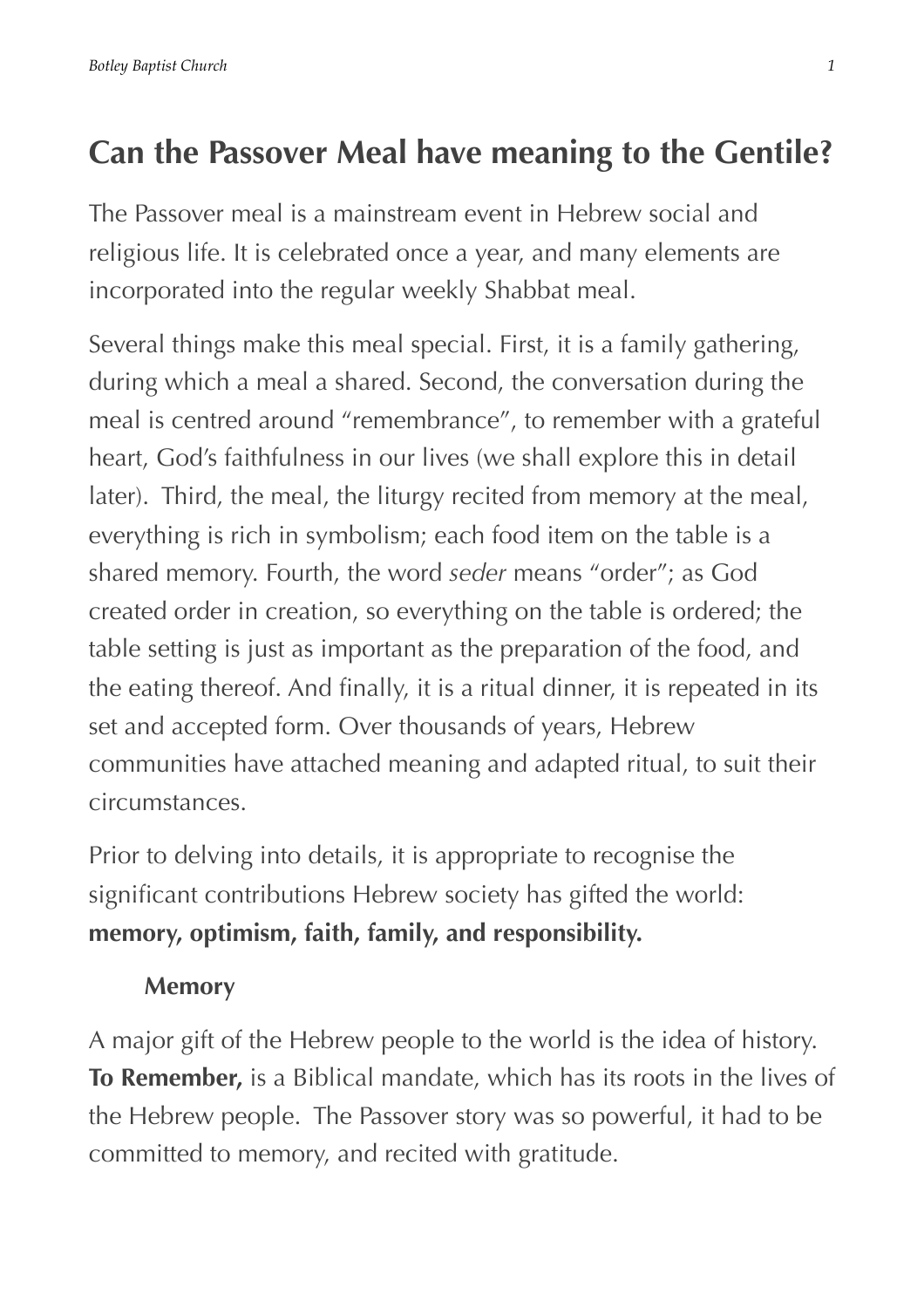# Can the Passover Meal have meaning to the Gentile?

The Passover meal is a mainstream event in Hebrew social and religious life. It is celebrated once a year, and many elements are incorporated into the regular weekly Shabbat meal.

Several things make this meal special. First, it is a family gathering, during which a meal a shared. Second, the conversation during the meal is centred around "remembrance", to remember with a grateful heart, God's faithfulness in our lives (we shall explore this in detail later). Third, the meal, the liturgy recited from memory at the meal, everything is rich in symbolism; each food item on the table is a shared memory. Fourth, the word *seder* means "order"; as God created order in creation, so everything on the table is ordered; the table setting is just as important as the preparation of the food, and the eating thereof. And finally, it is a ritual dinner, it is repeated in its set and accepted form. Over thousands of years, Hebrew communities have attached meaning and adapted ritual, to suit their circumstances.

Prior to delving into details, it is appropriate to recognise the significant contributions Hebrew society has gifted the world: **memory, optimism, faith, family, and responsibility.**

### Memory

A major gift of the Hebrew people to the world is the idea of history. **To Remember,** is a Biblical mandate, which has its roots in the lives of the Hebrew people. The Passover story was so powerful, it had to be committed to memory, and recited with gratitude.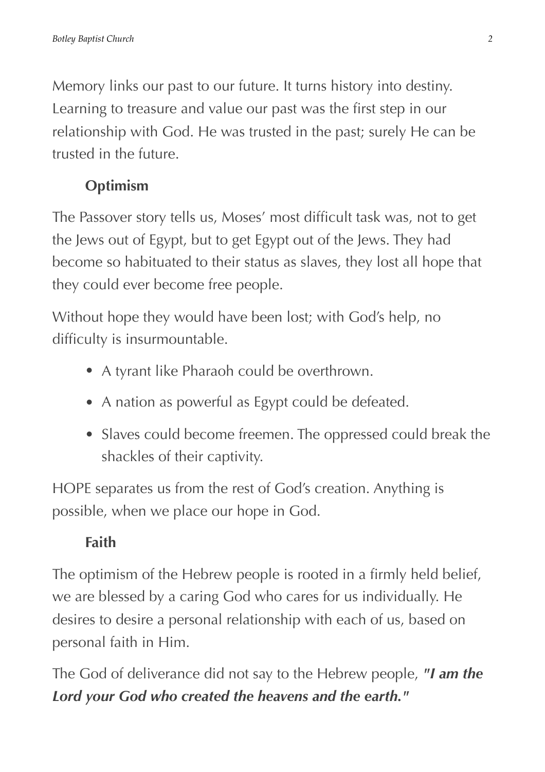Memory links our past to our future. It turns history into destiny. Learning to treasure and value our past was the first step in our relationship with God. He was trusted in the past; surely He can be trusted in the future.

### Optimism

The Passover story tells us, Moses' most difficult task was, not to get the Jews out of Egypt, but to get Egypt out of the Jews. They had become so habituated to their status as slaves, they lost all hope that they could ever become free people.

Without hope they would have been lost; with God's help, no difficulty is insurmountable.

- A tyrant like Pharaoh could be overthrown.
- A nation as powerful as Egypt could be defeated.
- Slaves could become freemen. The oppressed could break the shackles of their captivity.

HOPE separates us from the rest of God's creation. Anything is possible, when we place our hope in God.

### Faith

The optimism of the Hebrew people is rooted in a firmly held belief, we are blessed by a caring God who cares for us individually. He desires to desire a personal relationship with each of us, based on personal faith in Him.

The God of deliverance did not say to the Hebrew people, ***"I am the Lord your God who created the heavens and the earth."***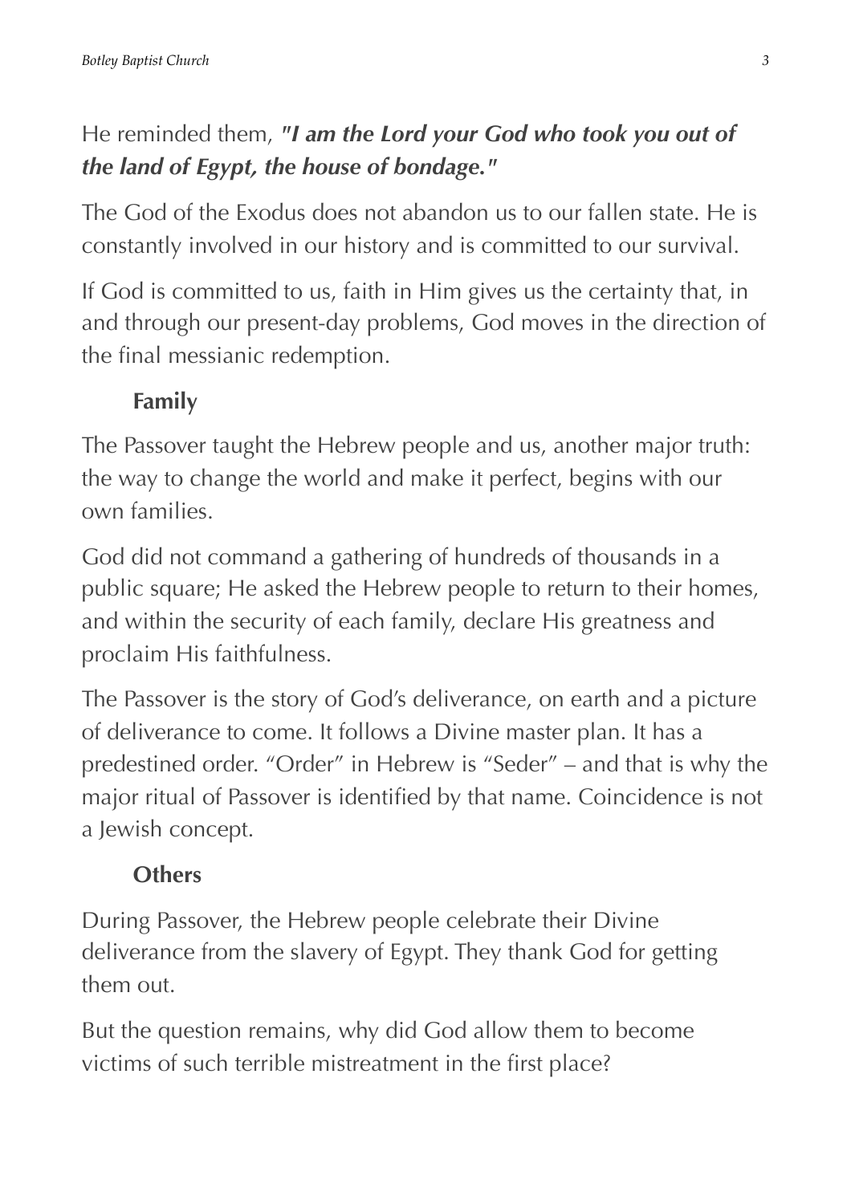He reminded them, ***"I am the Lord your God who took you out of the land of Egypt, the house of bondage."***

The God of the Exodus does not abandon us to our fallen state. He is constantly involved in our history and is committed to our survival.

If God is committed to us, faith in Him gives us the certainty that, in and through our present-day problems, God moves in the direction of the final messianic redemption.

### Family

The Passover taught the Hebrew people and us, another major truth: the way to change the world and make it perfect, begins with our own families.

God did not command a gathering of hundreds of thousands in a public square; He asked the Hebrew people to return to their homes, and within the security of each family, declare His greatness and proclaim His faithfulness.

The Passover is the story of God's deliverance, on earth and a picture of deliverance to come. It follows a Divine master plan. It has a predestined order. "Order" in Hebrew is "Seder" – and that is why the major ritual of Passover is identified by that name. Coincidence is not a Jewish concept.

### Others

During Passover, the Hebrew people celebrate their Divine deliverance from the slavery of Egypt. They thank God for getting them out.

But the question remains, why did God allow them to become victims of such terrible mistreatment in the first place?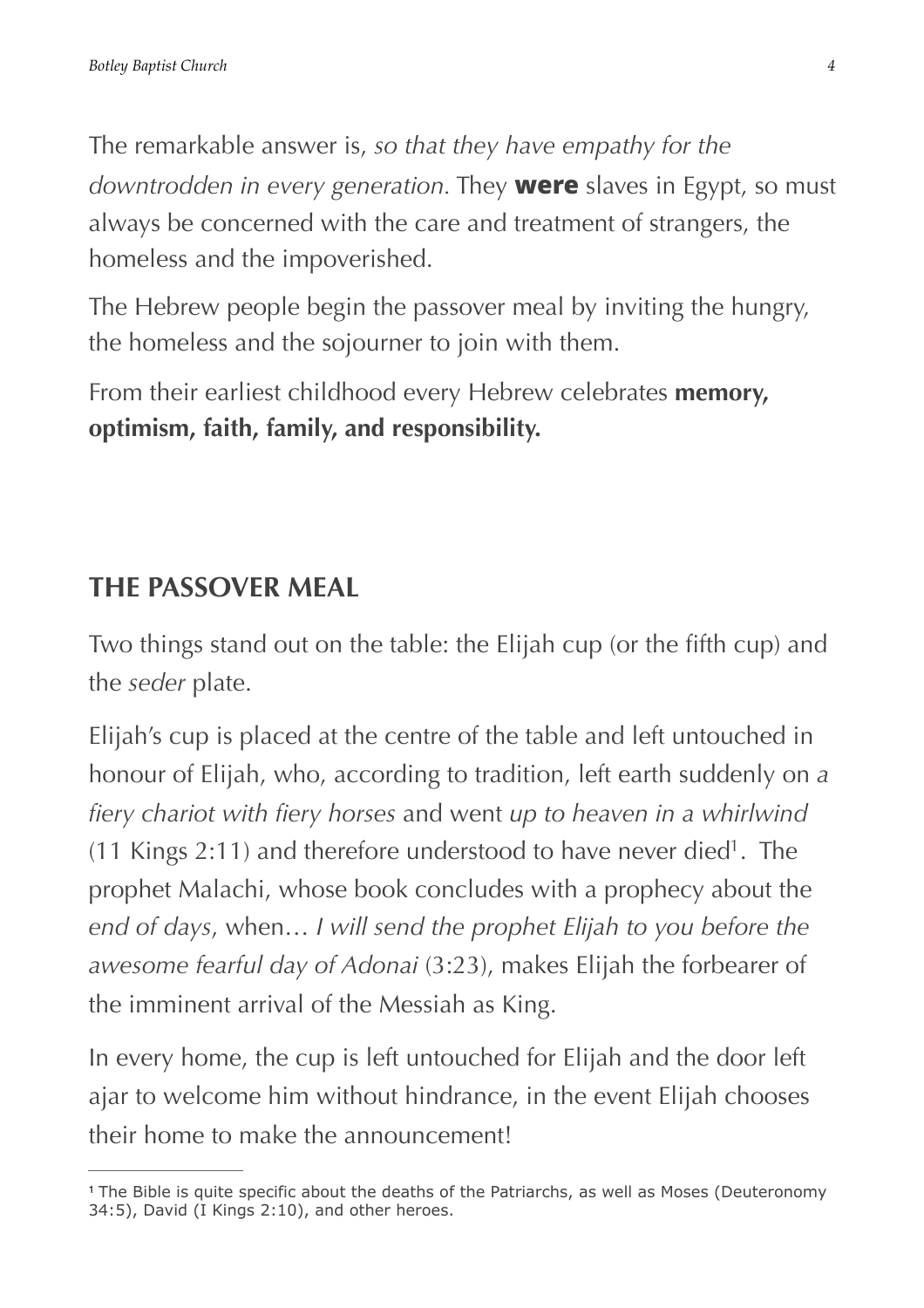The remarkable answer is, *so that they have empathy for the downtrodden in every generation*. They **were** slaves in Egypt, so must always be concerned with the care and treatment of strangers, the homeless and the impoverished.

The Hebrew people begin the passover meal by inviting the hungry, the homeless and the sojourner to join with them.

From their earliest childhood every Hebrew celebrates **memory, optimism, faith, family, and responsibility.**

## THE PASSOVER MEAL

Two things stand out on the table: the Elijah cup (or the fifth cup) and the *seder* plate.

Elijah's cup is placed at the centre of the table and left untouched in honour of Elijah, who, according to tradition, left earth suddenly on *a fiery chariot with fiery horses* and went *up to heaven in a whirlwind* (11 Kings 2:11) and therefore understood to have never died[1]. The prophet Malachi, whose book concludes with a prophecy about the *end of days*, when… *I will send the prophet Elijah to you before the awesome fearful day of Adonai* (3:23), makes Elijah the forbearer of the imminent arrival of the Messiah as King.

In every home, the cup is left untouched for Elijah and the door left ajar to welcome him without hindrance, in the event Elijah chooses their home to make the announcement!

---

[1] The Bible is quite specific about the deaths of the Patriarchs, as well as Moses (Deuteronomy 34:5), David (I Kings 2:10), and other heroes.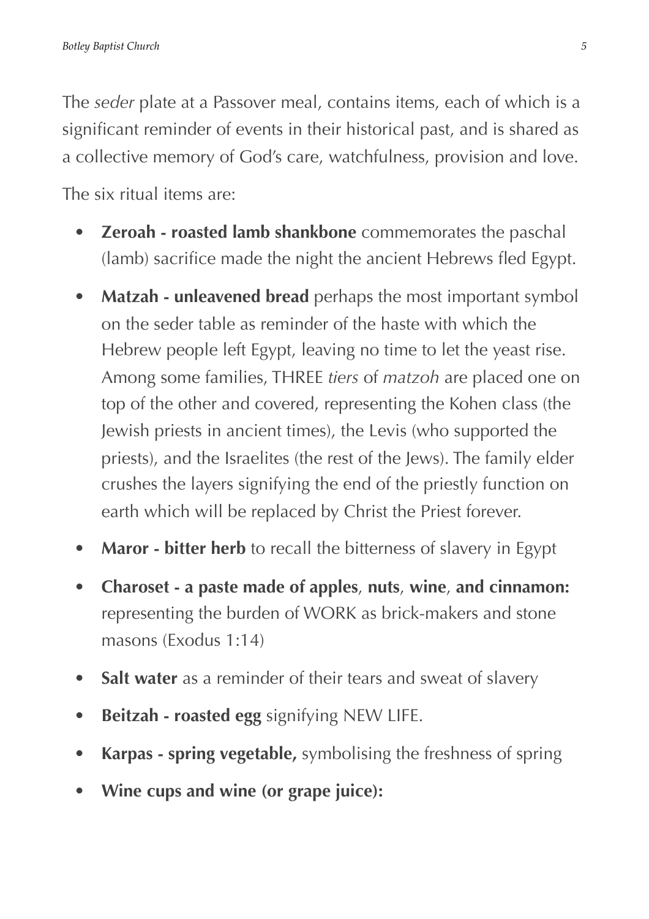The *seder* plate at a Passover meal, contains items, each of which is a significant reminder of events in their historical past, and is shared as a collective memory of God's care, watchfulness, provision and love.

The six ritual items are:

- **Zeroah - roasted lamb shankbone** commemorates the paschal (lamb) sacrifice made the night the ancient Hebrews fled Egypt.
- **Matzah - unleavened bread** perhaps the most important symbol on the seder table as reminder of the haste with which the Hebrew people left Egypt, leaving no time to let the yeast rise. Among some families, THREE *tiers* of *matzoh* are placed one on top of the other and covered, representing the Kohen class (the Jewish priests in ancient times), the Levis (who supported the priests), and the Israelites (the rest of the Jews). The family elder crushes the layers signifying the end of the priestly function on earth which will be replaced by Christ the Priest forever.
- **Maror - bitter herb** to recall the bitterness of slavery in Egypt
- **Charoset - a paste made of apples**, **nuts**, **wine**, **and cinnamon:** representing the burden of WORK as brick-makers and stone masons (Exodus 1:14)
- **Salt water** as a reminder of their tears and sweat of slavery
- **Beitzah - roasted egg** signifying NEW LIFE.
- **Karpas - spring vegetable,** symbolising the freshness of spring
- **Wine cups and wine (or grape juice):**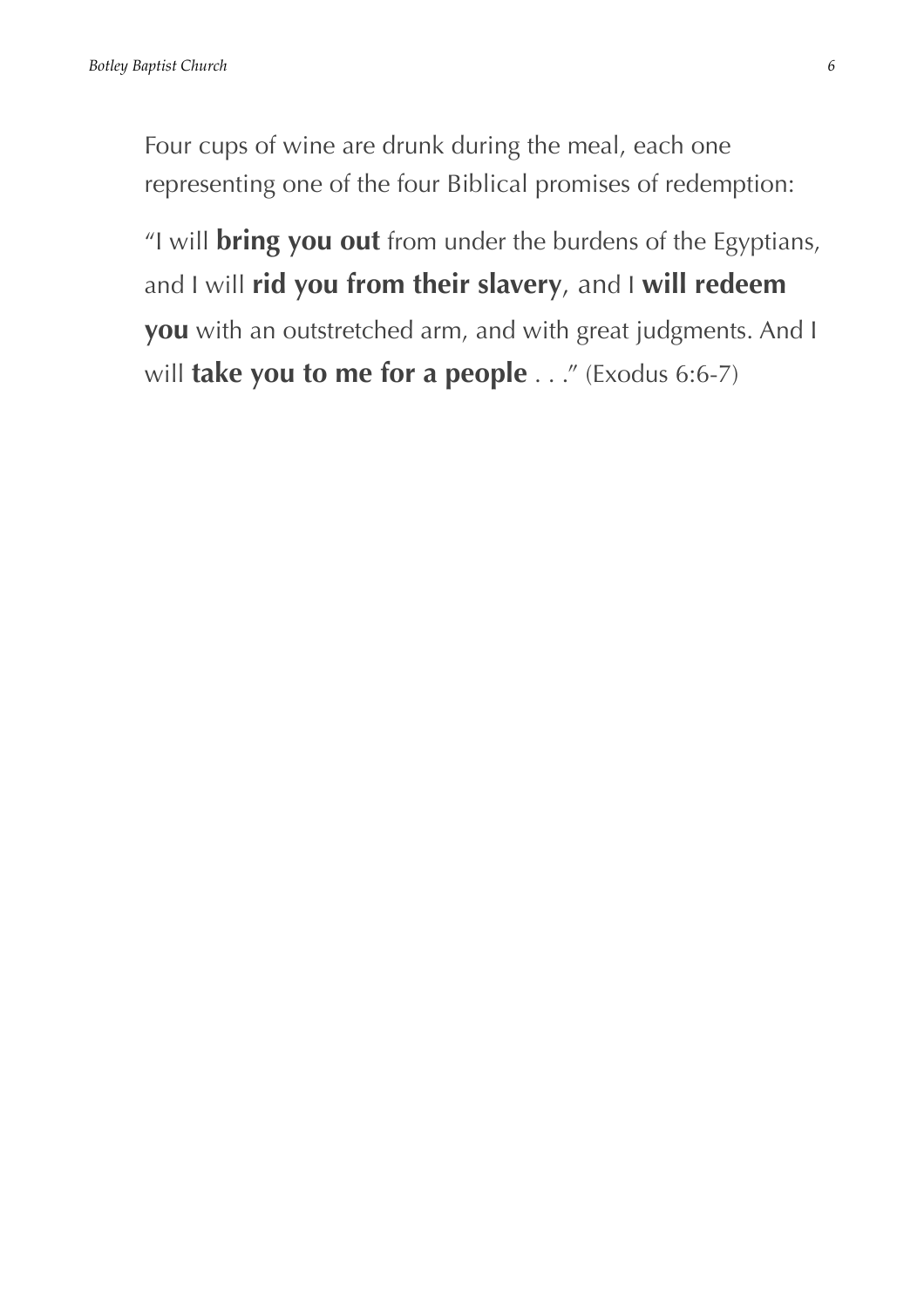Four cups of wine are drunk during the meal, each one representing one of the four Biblical promises of redemption:

"I will **bring you out** from under the burdens of the Egyptians, and I will **rid you from their slavery**, and I **will redeem you** with an outstretched arm, and with great judgments. And I will **take you to me for a people** . . ." (Exodus 6:6-7)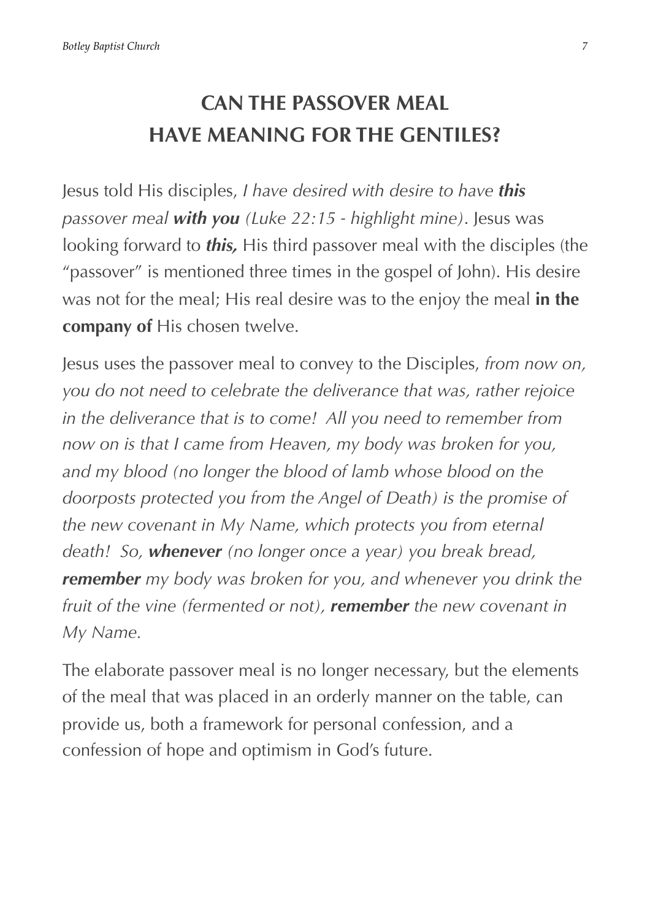## CAN THE PASSOVER MEAL HAVE MEANING FOR THE GENTILES?

Jesus told His disciples, *I have desired with desire to have **this** passover meal **with you** (Luke 22:15 - highlight mine)*. Jesus was looking forward to ***this,*** His third passover meal with the disciples (the "passover" is mentioned three times in the gospel of John). His desire was not for the meal; His real desire was to the enjoy the meal **in the company of** His chosen twelve.

Jesus uses the passover meal to convey to the Disciples, *from now on, you do not need to celebrate the deliverance that was, rather rejoice in the deliverance that is to come! All you need to remember from now on is that I came from Heaven, my body was broken for you, and my blood (no longer the blood of lamb whose blood on the doorposts protected you from the Angel of Death) is the promise of the new covenant in My Name, which protects you from eternal death! So, **whenever** (no longer once a year) you break bread, **remember** my body was broken for you, and whenever you drink the fruit of the vine (fermented or not), **remember** the new covenant in My Name*.

The elaborate passover meal is no longer necessary, but the elements of the meal that was placed in an orderly manner on the table, can provide us, both a framework for personal confession, and a confession of hope and optimism in God's future.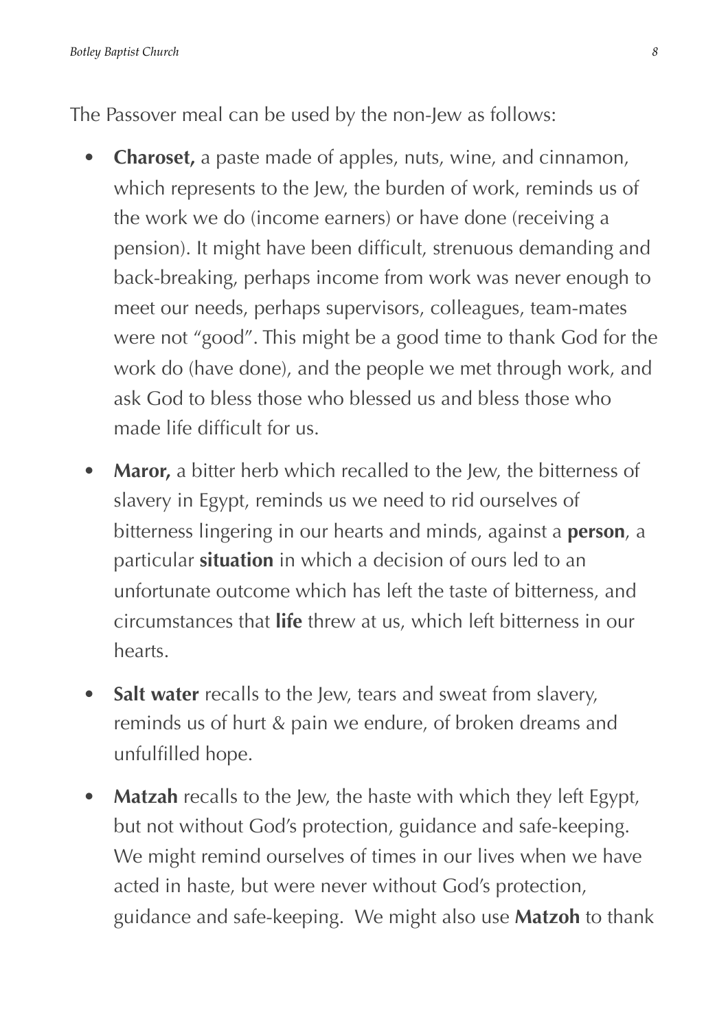The Passover meal can be used by the non-Jew as follows:

- **Charoset,** a paste made of apples, nuts, wine, and cinnamon, which represents to the Jew, the burden of work, reminds us of the work we do (income earners) or have done (receiving a pension). It might have been difficult, strenuous demanding and back-breaking, perhaps income from work was never enough to meet our needs, perhaps supervisors, colleagues, team-mates were not "good". This might be a good time to thank God for the work do (have done), and the people we met through work, and ask God to bless those who blessed us and bless those who made life difficult for us.
- **Maror,** a bitter herb which recalled to the Jew, the bitterness of slavery in Egypt, reminds us we need to rid ourselves of bitterness lingering in our hearts and minds, against a **person**, a particular **situation** in which a decision of ours led to an unfortunate outcome which has left the taste of bitterness, and circumstances that **life** threw at us, which left bitterness in our hearts.
- **Salt water** recalls to the Jew, tears and sweat from slavery, reminds us of hurt & pain we endure, of broken dreams and unfulfilled hope.
- **Matzah** recalls to the Jew, the haste with which they left Egypt, but not without God's protection, guidance and safe-keeping. We might remind ourselves of times in our lives when we have acted in haste, but were never without God's protection, guidance and safe-keeping. We might also use **Matzoh** to thank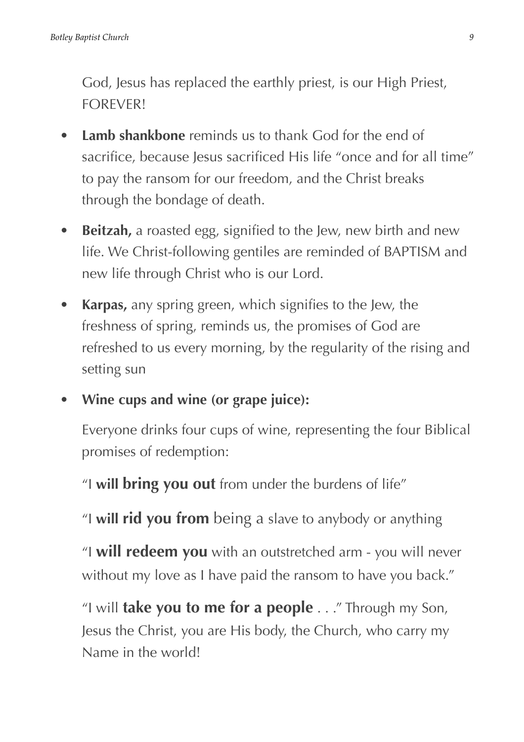God, Jesus has replaced the earthly priest, is our High Priest, FOREVER!

- **Lamb shankbone** reminds us to thank God for the end of sacrifice, because Jesus sacrificed His life "once and for all time" to pay the ransom for our freedom, and the Christ breaks through the bondage of death.
- **Beitzah,** a roasted egg, signified to the Jew, new birth and new life. We Christ-following gentiles are reminded of BAPTISM and new life through Christ who is our Lord.
- **Karpas,** any spring green, which signifies to the Jew, the freshness of spring, reminds us, the promises of God are refreshed to us every morning, by the regularity of the rising and setting sun
- **Wine cups and wine (or grape juice):**

  Everyone drinks four cups of wine, representing the four Biblical promises of redemption:

  "I **will bring you out** from under the burdens of life"

  "I **will rid you from** being a slave to anybody or anything

  "I **will redeem you** with an outstretched arm - you will never without my love as I have paid the ransom to have you back."

  "I will **take you to me for a people** . . ." Through my Son, Jesus the Christ, you are His body, the Church, who carry my Name in the world!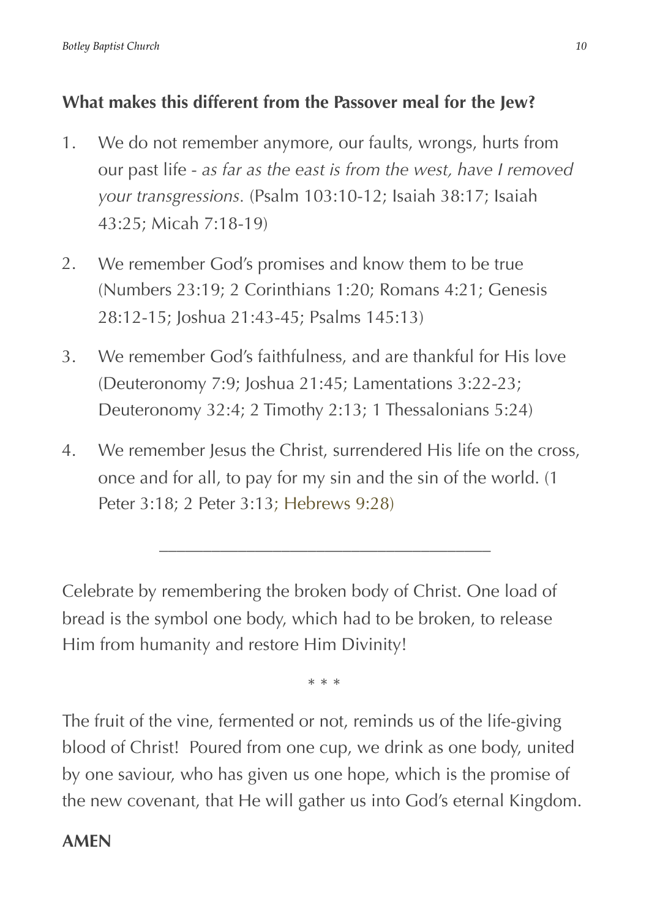**What makes this different from the Passover meal for the Jew?**

1. We do not remember anymore, our faults, wrongs, hurts from our past life - *as far as the east is from the west, have I removed your transgressions*. (Psalm 103:10-12; Isaiah 38:17; Isaiah 43:25; Micah 7:18-19)
2. We remember God's promises and know them to be true (Numbers 23:19; 2 Corinthians 1:20; Romans 4:21; Genesis 28:12-15; Joshua 21:43-45; Psalms 145:13)
3. We remember God's faithfulness, and are thankful for His love (Deuteronomy 7:9; Joshua 21:45; Lamentations 3:22-23; Deuteronomy 32:4; 2 Timothy 2:13; 1 Thessalonians 5:24)
4. We remember Jesus the Christ, surrendered His life on the cross, once and for all, to pay for my sin and the sin of the world. (1 Peter 3:18; 2 Peter 3:13; Hebrews 9:28)

---

Celebrate by remembering the broken body of Christ. One load of bread is the symbol one body, which had to be broken, to release Him from humanity and restore Him Divinity!

* * *

The fruit of the vine, fermented or not, reminds us of the life-giving blood of Christ! Poured from one cup, we drink as one body, united by one saviour, who has given us one hope, which is the promise of the new covenant, that He will gather us into God's eternal Kingdom.

**AMEN**